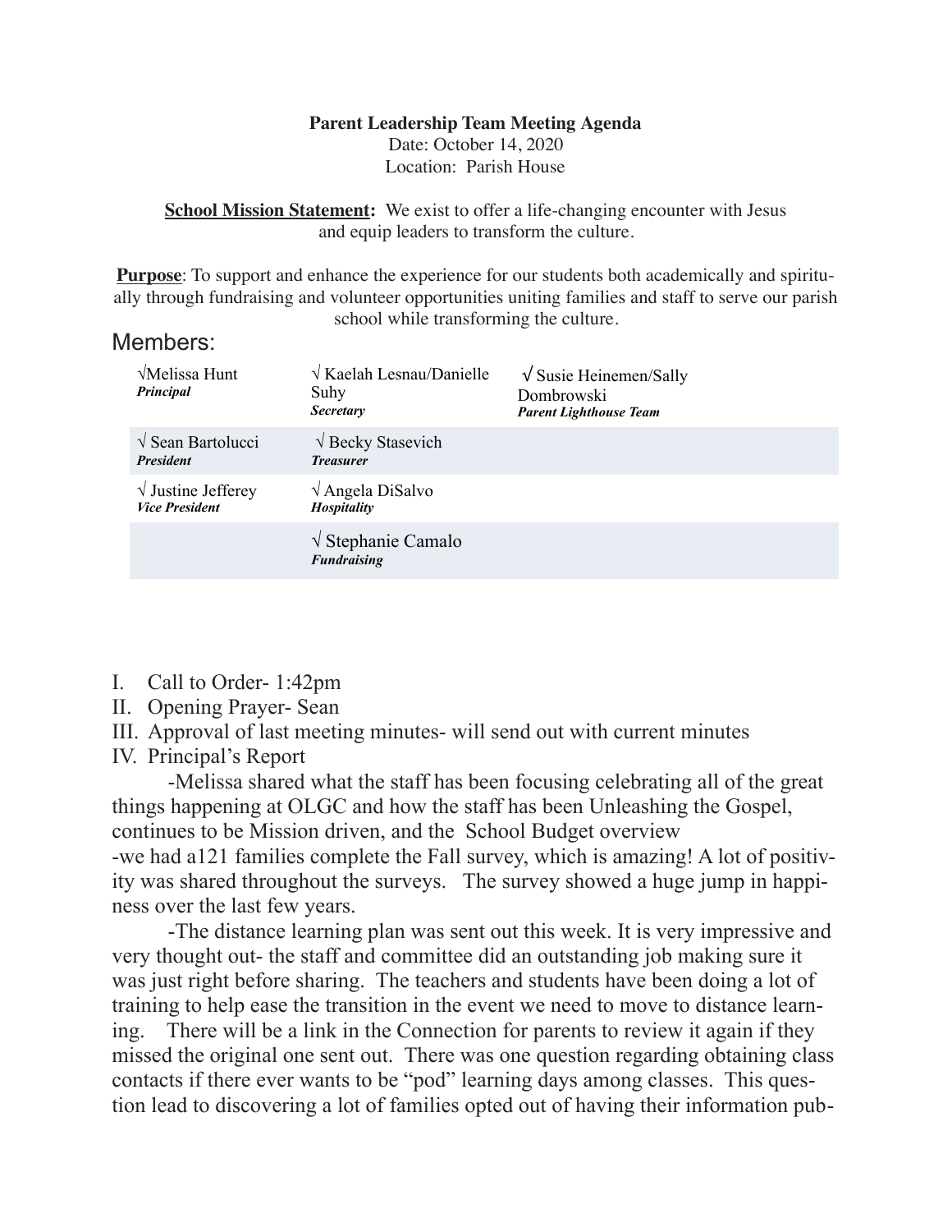**Parent Leadership Team Meeting Agenda**

Date: October 14, 2020

Location: Parish House

**School Mission Statement:** We exist to offer a life-changing encounter with Jesus and equip leaders to transform the culture.

**Purpose**: To support and enhance the experience for our students both academically and spiritually through fundraising and volunteer opportunities uniting families and staff to serve our parish school while transforming the culture.

## Members:

| | | |
|---|---|---|
| √Melissa Hunt<br>***Principal*** | √ Kaelah Lesnau/Danielle Suhy<br>***Secretary*** | √ Susie Heinemen/Sally Dombrowski<br>***Parent Lighthouse Team*** |
| √ Sean Bartolucci<br>***President*** | √ Becky Stasevich<br>***Treasurer*** | |
| √ Justine Jefferey<br>***Vice President*** | √ Angela DiSalvo<br>***Hospitality*** | |
| | √ Stephanie Camalo<br>***Fundraising*** | |

I. Call to Order- 1:42pm

II. Opening Prayer- Sean

III. Approval of last meeting minutes- will send out with current minutes

IV. Principal's Report

-Melissa shared what the staff has been focusing celebrating all of the great things happening at OLGC and how the staff has been Unleashing the Gospel, continues to be Mission driven, and the School Budget overview

-we had a121 families complete the Fall survey, which is amazing! A lot of positivity was shared throughout the surveys. The survey showed a huge jump in happiness over the last few years.

-The distance learning plan was sent out this week. It is very impressive and very thought out- the staff and committee did an outstanding job making sure it was just right before sharing. The teachers and students have been doing a lot of training to help ease the transition in the event we need to move to distance learning. There will be a link in the Connection for parents to review it again if they missed the original one sent out. There was one question regarding obtaining class contacts if there ever wants to be "pod" learning days among classes. This question lead to discovering a lot of families opted out of having their information pub-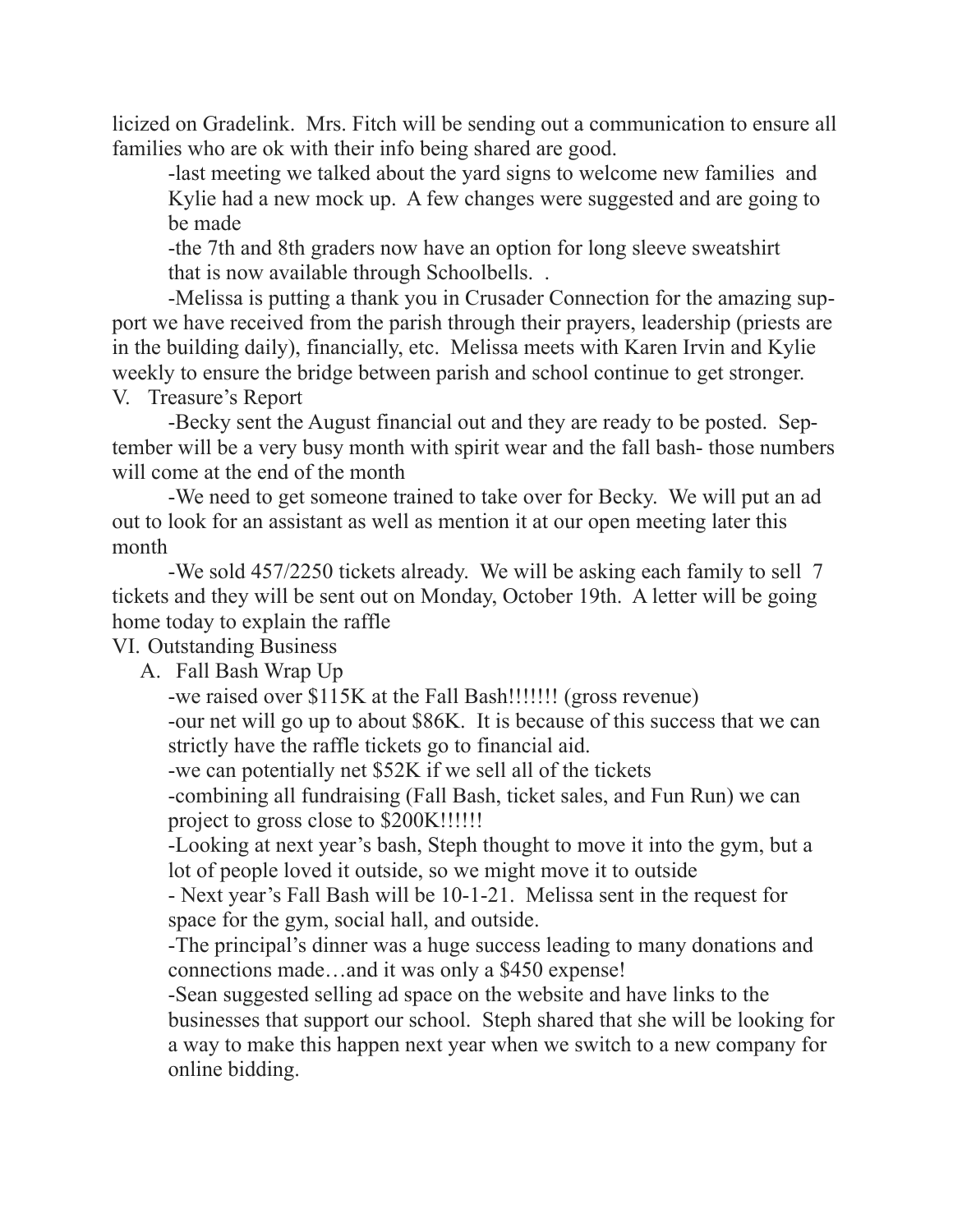licized on Gradelink. Mrs. Fitch will be sending out a communication to ensure all families who are ok with their info being shared are good.

-last meeting we talked about the yard signs to welcome new families and Kylie had a new mock up. A few changes were suggested and are going to be made

-the 7th and 8th graders now have an option for long sleeve sweatshirt that is now available through Schoolbells. .

-Melissa is putting a thank you in Crusader Connection for the amazing support we have received from the parish through their prayers, leadership (priests are in the building daily), financially, etc. Melissa meets with Karen Irvin and Kylie weekly to ensure the bridge between parish and school continue to get stronger.

V. Treasure's Report

-Becky sent the August financial out and they are ready to be posted. September will be a very busy month with spirit wear and the fall bash- those numbers will come at the end of the month

-We need to get someone trained to take over for Becky. We will put an ad out to look for an assistant as well as mention it at our open meeting later this month

-We sold 457/2250 tickets already. We will be asking each family to sell 7 tickets and they will be sent out on Monday, October 19th. A letter will be going home today to explain the raffle

VI. Outstanding Business

A. Fall Bash Wrap Up

-we raised over $115K at the Fall Bash!!!!!!! (gross revenue)

-our net will go up to about $86K. It is because of this success that we can strictly have the raffle tickets go to financial aid.

-we can potentially net $52K if we sell all of the tickets

-combining all fundraising (Fall Bash, ticket sales, and Fun Run) we can project to gross close to $200K!!!!!!

-Looking at next year's bash, Steph thought to move it into the gym, but a lot of people loved it outside, so we might move it to outside

- Next year's Fall Bash will be 10-1-21. Melissa sent in the request for space for the gym, social hall, and outside.

-The principal's dinner was a huge success leading to many donations and connections made…and it was only a $450 expense!

-Sean suggested selling ad space on the website and have links to the businesses that support our school. Steph shared that she will be looking for a way to make this happen next year when we switch to a new company for online bidding.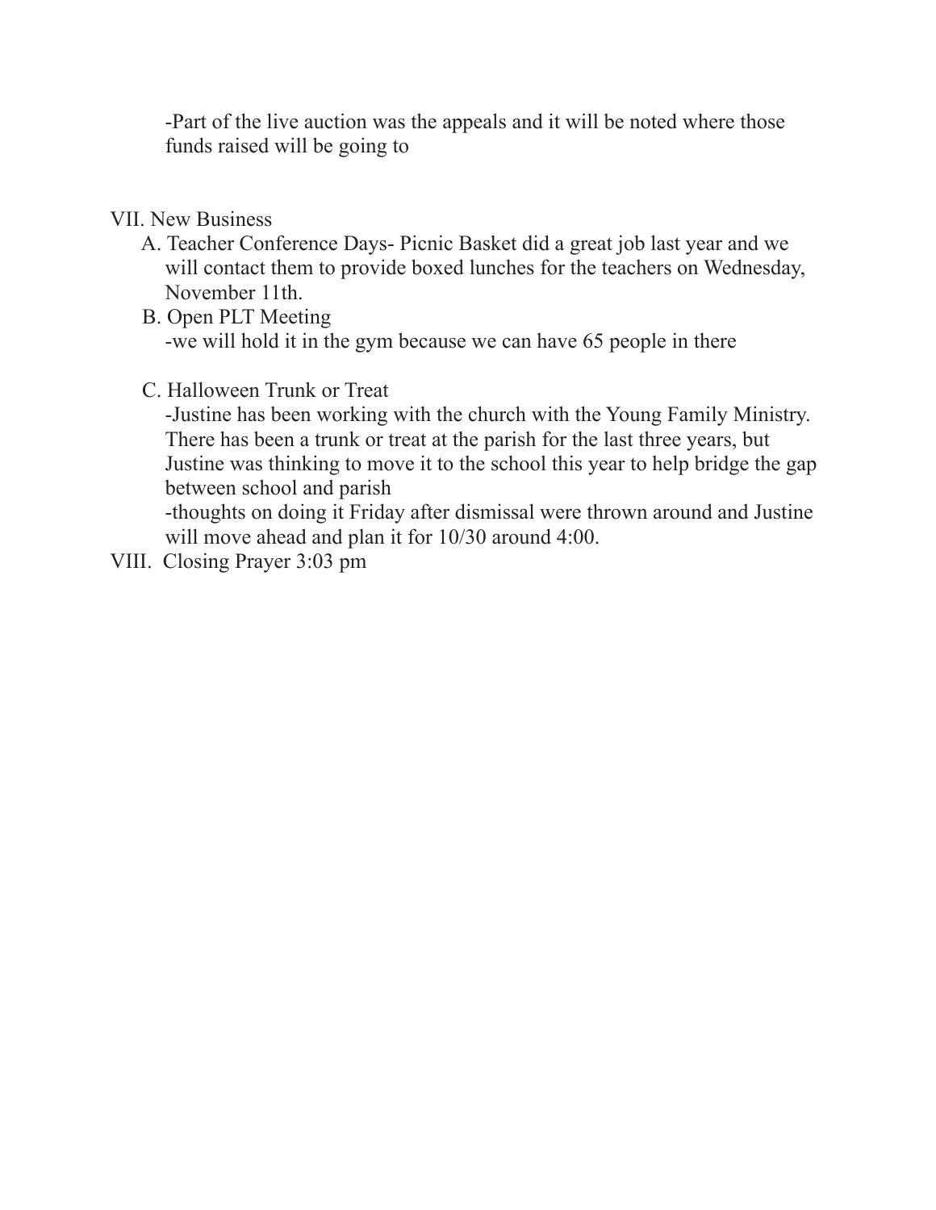-Part of the live auction was the appeals and it will be noted where those funds raised will be going to

VII. New Business

A. Teacher Conference Days- Picnic Basket did a great job last year and we will contact them to provide boxed lunches for the teachers on Wednesday, November 11th.

B. Open PLT Meeting

-we will hold it in the gym because we can have 65 people in there

C. Halloween Trunk or Treat

-Justine has been working with the church with the Young Family Ministry. There has been a trunk or treat at the parish for the last three years, but Justine was thinking to move it to the school this year to help bridge the gap between school and parish

-thoughts on doing it Friday after dismissal were thrown around and Justine will move ahead and plan it for 10/30 around 4:00.

VIII. Closing Prayer 3:03 pm